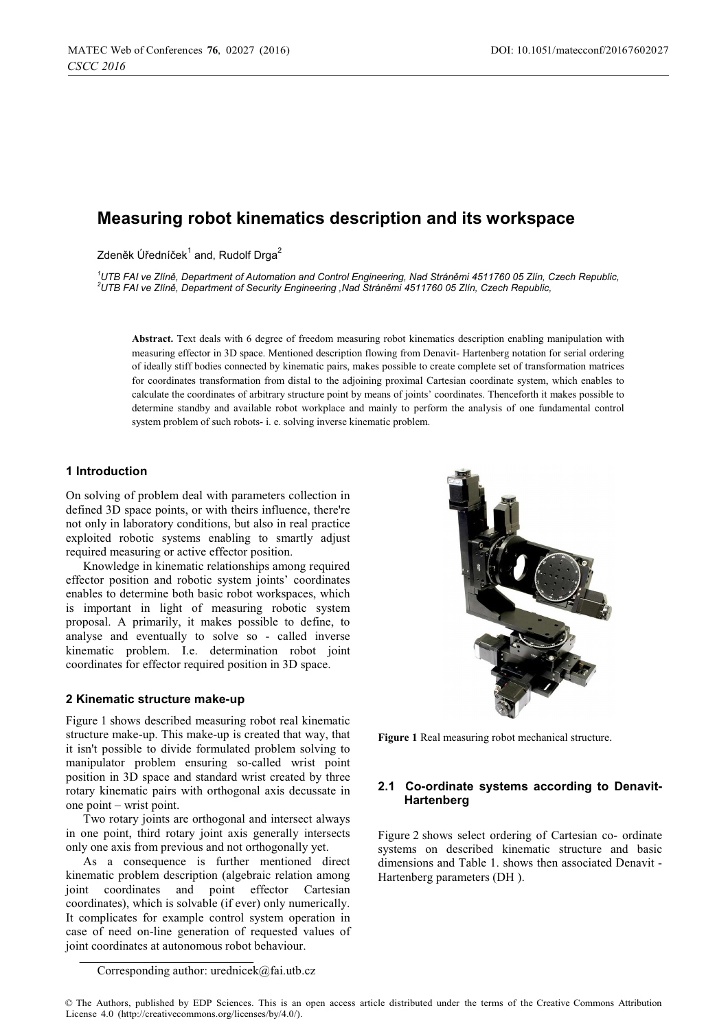# Measuring robot kinematics description and its workspace

Zdeněk Úředníček[1] and, Rudolf Drga[2]

[1]*UTB FAI ve Zlíně, Department of Automation and Control Engineering, Nad Stráněmi 4511760 05 Zlín, Czech Republic,*
[2]*UTB FAI ve Zlíně, Department of Security Engineering ,Nad Stráněmi 4511760 05 Zlín, Czech Republic,*

**Abstract.** Text deals with 6 degree of freedom measuring robot kinematics description enabling manipulation with measuring effector in 3D space. Mentioned description flowing from Denavit- Hartenberg notation for serial ordering of ideally stiff bodies connected by kinematic pairs, makes possible to create complete set of transformation matrices for coordinates transformation from distal to the adjoining proximal Cartesian coordinate system, which enables to calculate the coordinates of arbitrary structure point by means of joints' coordinates. Thenceforth it makes possible to determine standby and available robot workplace and mainly to perform the analysis of one fundamental control system problem of such robots- i. e. solving inverse kinematic problem.

## 1 Introduction

On solving of problem deal with parameters collection in defined 3D space points, or with theirs influence, there're not only in laboratory conditions, but also in real practice exploited robotic systems enabling to smartly adjust required measuring or active effector position.

Knowledge in kinematic relationships among required effector position and robotic system joints' coordinates enables to determine both basic robot workspaces, which is important in light of measuring robotic system proposal. A primarily, it makes possible to define, to analyse and eventually to solve so - called inverse kinematic problem. I.e. determination robot joint coordinates for effector required position in 3D space.

## 2 Kinematic structure make-up

Figure 1 shows described measuring robot real kinematic structure make-up. This make-up is created that way, that it isn't possible to divide formulated problem solving to manipulator problem ensuring so-called wrist point position in 3D space and standard wrist created by three rotary kinematic pairs with orthogonal axis decussate in one point – wrist point.

Two rotary joints are orthogonal and intersect always in one point, third rotary joint axis generally intersects only one axis from previous and not orthogonally yet.

As a consequence is further mentioned direct kinematic problem description (algebraic relation among joint coordinates and point effector Cartesian coordinates), which is solvable (if ever) only numerically. It complicates for example control system operation in case of need on-line generation of requested values of joint coordinates at autonomous robot behaviour.

**Figure 1** Real measuring robot mechanical structure.

### 2.1 Co-ordinate systems according to Denavit-Hartenberg

Figure 2 shows select ordering of Cartesian co- ordinate systems on described kinematic structure and basic dimensions and Table 1. shows then associated Denavit - Hartenberg parameters (DH ).

Corresponding author: urednicek@fai.utb.cz

© The Authors, published by EDP Sciences. This is an open access article distributed under the terms of the Creative Commons Attribution License 4.0 (http://creativecommons.org/licenses/by/4.0/).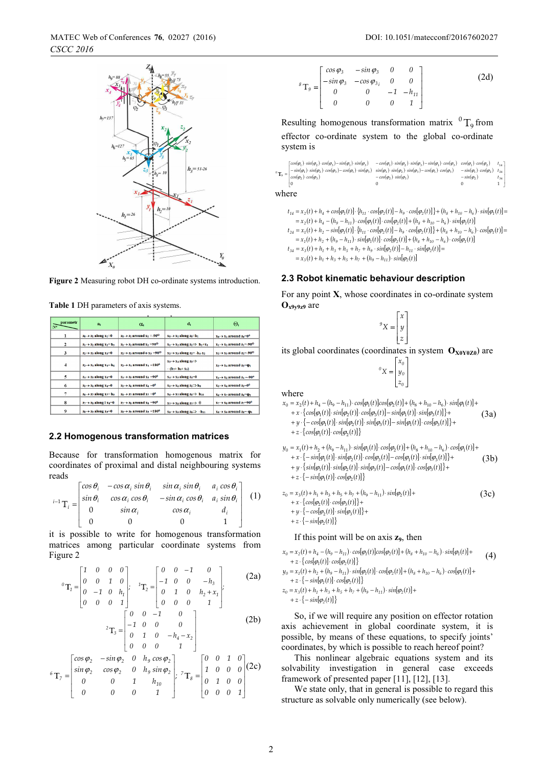**Figure 2** Measuring robot DH co-ordinate systems introduction.

**Table 1** DH parameters of axis systems.

| № \ parametr | $a_i$ | $\alpha_i$ | $d_i$ | $\Theta_i$ |
|---|---|---|---|---|
| 1 | $z_0 \to z_1$ along $x_1 = 0$ | $z_0 \to z_1$ around $x_1 = -90°$ | $x_0 \to x_1$ along $z_0$: $h_1$ | $x_0 \to x_1$ around $z_0 = 0°$ |
| 2 | $z_1 \to z_2$ along $x_2 = h_3$ | $z_1 \to z_2$ around $x_2 = -90°$ | $x_1 \to x_2$ along $z_1 \Rightarrow h_2 + x_1$ | $x_1 \to x_2$ around $z_1 = -90°$ |
| 3 | $z_2 \to z_3$ along $x_3 = 0$ | $z_2 \to z_3$ around o $x_3 = -90°$ | $x_2 \to x_3$ along $z_2 = -h_4 - x_2$ | $x_2 \to x_3$ around $z_2 = -90°$ |
| 4 | $z_3 \to z_4$ along $x_4 = h_5$ | $z_3 \to z_4$ around $x_4 = -180°$ | $x_3 \to x_4$ along $z_3 \Rightarrow -(h_7 + h_5 + x_3)$ | $x_3 \to x_4$ around $z_3 = -\varphi_1$ |
| 5 | $z_4 \to z_5$ along $x_5 = 0$ | $z_4 \to z_5$ around $x_5 = -90°$ | $x_4 \to x_5$ along $z_4 = 0$ | $x_4 \to x_5$ around $z_4 = -90°$ |
| 6 | $z_5 \to z_6$ along $x_6 = 0$ | $z_5 \to z_6$ around $x_6 = 0°$ | $x_5 \to x_6$ along $z_5 \Rightarrow h_8$ | $x_5 \to x_6$ around $z_5 = 0°$ |
| 7 | $z_6 \to z_7$ along $x_7 = h_9$ | $z_6 \to z_7$ around $x_7 = 0°$ | $x_6 \to x_7$ along $z_6 \Rightarrow h_{10}$ | $x_6 \to x_7$ around $z_6 = \varphi_2$ |
| 8 | $z_7 \to z_8$ along $x_8 = 0$ | $z_7 \to z_8$ around $x_8 = 90°$ | $x_7 \to x_8$ along $z_7 \Rightarrow 0$ | $x_7 \to x_8$ around $z_7 = 90°$ |
| 9 | $z_8 \to z_9$ along $x_9 = 0$ | $z_8 \to z_9$ around $x_9 = -180°$ | $x_8 \to x_9$ along $z_8 \Rightarrow -h_{11}$ | $x_8 \to x_9$ around $z_8 = \varphi_3$ |

## 2.2 Homogenous transformation matrices

Because for transformation homogenous matrix for coordinates of proximal and distal neighbouring systems reads

$$
{}^{i-1}T_i = \begin{bmatrix} \cos\theta_i & -\cos\alpha_i \sin\theta_i & \sin\alpha_i \sin\theta_i & a_i \cos\theta_i \\ \sin\theta_i & \cos\alpha_i \cos\theta_i & -\sin\alpha_i \cos\theta_i & a_i \sin\theta_i \\ 0 & \sin\alpha_i & \cos\alpha_i & d_i \\ 0 & 0 & 0 & 1 \end{bmatrix} \quad (1)
$$

it is possible to write for homogenous transformation matrices among particular coordinate systems from Figure 2

$$
{}^0T_1 = \begin{bmatrix} 1 & 0 & 0 & 0 \\ 0 & 0 & 1 & 0 \\ 0 & -1 & 0 & h_1 \\ 0 & 0 & 0 & 1 \end{bmatrix}; \quad {}^1T_2 = \begin{bmatrix} 0 & 0 & -1 & 0 \\ -1 & 0 & 0 & -h_3 \\ 0 & 1 & 0 & h_2 + x_1 \\ 0 & 0 & 0 & 1 \end{bmatrix}; \quad (2a)
$$

$$
{}^2T_3 = \begin{bmatrix} 0 & 0 & -1 & 0 \\ -1 & 0 & 0 & 0 \\ 0 & 1 & 0 & -h_4 - x_2 \\ 0 & 0 & 0 & 1 \end{bmatrix} \quad (2b)
$$

$$
{}^6T_7 = \begin{bmatrix} \cos\varphi_2 & -\sin\varphi_2 & 0 & h_9\cos\varphi_2 \\ \sin\varphi_2 & \cos\varphi_2 & 0 & h_9 \sin\varphi_2 \\ 0 & 0 & 1 & h_{10} \\ 0 & 0 & 0 & 1 \end{bmatrix}; \quad {}^7T_8 = \begin{bmatrix} 0 & 0 & 1 & 0 \\ 1 & 0 & 0 & 0 \\ 0 & 1 & 0 & 0 \\ 0 & 0 & 0 & 1 \end{bmatrix} \quad (2c)
$$

$$
{}^8T_9 = \begin{bmatrix} \cos\varphi_3 & -\sin\varphi_3 & 0 & 0 \\ -\sin\varphi_3 & -\cos\varphi_3 & 0 & 0 \\ 0 & 0 & -1 & -h_{11} \\ 0 & 0 & 0 & 1 \end{bmatrix} \quad (2d)
$$

Resulting homogenous transformation matrix ${}^0T_9$ from effector co-ordinate system to the global co-ordinate system is

$$
{}^0T_9 = \begin{bmatrix} \cos(\varphi_1)\cdot\sin(\varphi_2)\cdot\cos(\varphi_3) - \sin(\varphi_1)\cdot\sin(\varphi_3) & -\cos(\varphi_1)\cdot\sin(\varphi_2)\cdot\sin(\varphi_3) - \sin(\varphi_1)\cdot\cos(\varphi_3) & \cos(\varphi_1)\cdot\cos(\varphi_2) & t_{14} \\ -\sin(\varphi_1)\cdot\sin(\varphi_2)\cdot\cos(\varphi_3) - \cos(\varphi_1)\cdot\sin(\varphi_3) & \sin(\varphi_1)\cdot\sin(\varphi_2)\cdot\sin(\varphi_3) - \cos(\varphi_1)\cdot\cos(\varphi_3) & -\sin(\varphi_1)\cdot\cos(\varphi_2) & t_{24} \\ \cos(\varphi_2)\cdot\cos(\varphi_3) & -\cos(\varphi_2)\cdot\sin(\varphi_3) & -\sin(\varphi_2) & t_{34} \\ 0 & 0 & 0 & 1 \end{bmatrix}
$$

where

$$
\begin{aligned}
t_{14} &= x_2(t) + h_4 + \cos[\varphi_1(t)] \cdot \{h_{11}\cdot\cos[\varphi_2(t)] - h_9\cdot\cos[\varphi_2(t)]\} + (h_8 + h_{10} - h_6)\cdot\sin[\varphi_1(t)] = \\
&= x_2(t) + h_4 - (h_9 - h_{11})\cdot\cos[\varphi_1(t)]\cdot\cos[\varphi_2(t)] + (h_8 + h_{10} - h_6)\cdot\sin[\varphi_1(t)] \\
t_{24} &= x_1(t) + h_2 - \sin[\varphi_1(t)]\cdot\{h_{11}\cdot\cos[\varphi_2(t)] - h_9\cdot\cos[\varphi_2(t)]\} + (h_8 + h_{10} - h_6)\cdot\cos[\varphi_1(t)] = \\
&= x_1(t) + h_2 + (h_9 - h_{11})\cdot\sin[\varphi_1(t)]\cdot\cos[\varphi_2(t)] + (h_8 + h_{10} - h_6)\cdot\cos[\varphi_1(t)] \\
t_{34} &= x_3(t) + h_1 + h_3 + h_5 + h_7 + h_9\cdot\sin[\varphi_2(t)] - h_{11}\cdot\sin[\varphi_2(t)] = \\
&= x_3(t) + h_1 + h_3 + h_5 + h_7 + (h_9 - h_{11})\cdot\sin[\varphi_2(t)]
\end{aligned}
$$

## 2.3 Robot kinematic behaviour description

For any point **X**, whose coordinates in co-ordinate system $\mathbf{O_{x_9 y_9 z_9}}$ are

$$
{}^9X = \begin{bmatrix} x \\ y \\ z \end{bmatrix}
$$

its global coordinates (coordinates in system $\mathbf{O_{X_0 Y_0 Z_0}}$) are

$$
{}^0X = \begin{bmatrix} x_0 \\ y_0 \\ z_0 \end{bmatrix}
$$

where

$$
\begin{aligned}
x_0 &= x_2(t) + h_4 - (h_9 - h_{11})\cdot\cos[\varphi_1(t)]\cos[\varphi_2(t)] + (h_8 + h_{10} - h_6)\cdot\sin[\varphi_1(t)] + \\
&+ x\cdot\{\cos[\varphi_1(t)]\cdot\sin[\varphi_2(t)]\cdot\cos[\varphi_3(t)] - \sin[\varphi_1(t)]\cdot\sin[\varphi_3(t)]\} + \\
&+ y\cdot\{-\cos[\varphi_1(t)]\cdot\sin[\varphi_2(t)]\cdot\sin[\varphi_3(t)] - \sin[\varphi_1(t)]\cdot\cos[\varphi_3(t)]\} + \\
&+ z\cdot\{\cos[\varphi_1(t)]\cdot\cos[\varphi_2(t)]\}
\end{aligned} \quad (3a)
$$

$$
\begin{aligned}
y_0 &= x_1(t) + h_2 + (h_9 - h_{11})\cdot\sin[\varphi_1(t)]\cdot\cos[\varphi_2(t)] + (h_8 + h_{10} - h_6)\cdot\cos[\varphi_1(t)] + \\
&+ x\cdot\{-\sin[\varphi_1(t)]\cdot\sin[\varphi_2(t)]\cdot\cos[\varphi_3(t)] - \cos[\varphi_1(t)]\cdot\sin[\varphi_3(t)]\} + \\
&+ y\cdot\{\sin[\varphi_1(t)]\cdot\sin[\varphi_2(t)]\cdot\sin[\varphi_3(t)] - \cos[\varphi_1(t)]\cdot\cos[\varphi_3(t)]\} + \\
&+ z\cdot\{-\sin[\varphi_1(t)]\cdot\cos[\varphi_2(t)]\}
\end{aligned} \quad (3b)
$$

$$
\begin{aligned}
z_0 &= x_3(t) + h_1 + h_3 + h_5 + h_7 + (h_9 - h_{11})\cdot\sin[\varphi_2(t)] + \\
&+ x\cdot\{\cos[\varphi_2(t)]\cdot\cos[\varphi_3(t)]\} + \\
&+ y\cdot\{-\cos[\varphi_2(t)]\cdot\sin[\varphi_3(t)]\} + \\
&+ z\cdot\{-\sin[\varphi_2(t)]\}
\end{aligned} \quad (3c)
$$

If this point will be on axis $\mathbf{z_9}$, then

$$
\begin{aligned}
x_0 &= x_2(t) + h_4 - (h_9 - h_{11})\cdot\cos[\varphi_1(t)]\cos[\varphi_2(t)] + (h_8 + h_{10} - h_6)\cdot\sin[\varphi_1(t)] + \\
&+ z\cdot\{\cos[\varphi_1(t)]\cdot\cos[\varphi_2(t)]\} \\
y_0 &= x_1(t) + h_2 + (h_9 - h_{11})\cdot\sin[\varphi_1(t)]\cdot\cos[\varphi_2(t)] + (h_8 + h_{10} - h_6)\cdot\cos[\varphi_1(t)] + \\
&+ z\cdot\{-\sin[\varphi_1(t)]\cdot\cos[\varphi_2(t)]\} \\
z_0 &= x_3(t) + h_1 + h_3 + h_5 + h_7 + (h_9 - h_{11})\cdot\sin[\varphi_2(t)] + \\
&+ z\cdot\{-\sin[\varphi_2(t)]\}
\end{aligned} \quad (4)
$$

So, if we will require any position on effector rotation axis achievement in global coordinate system, it is possible, by means of these equations, to specify joints' coordinates, by which is possible to reach hereof point?

This nonlinear algebraic equations system and its solvability investigation in general case exceeds framework of presented paper [11], [12], [13].

We state only, that in general is possible to regard this structure as solvable only numerically (see below).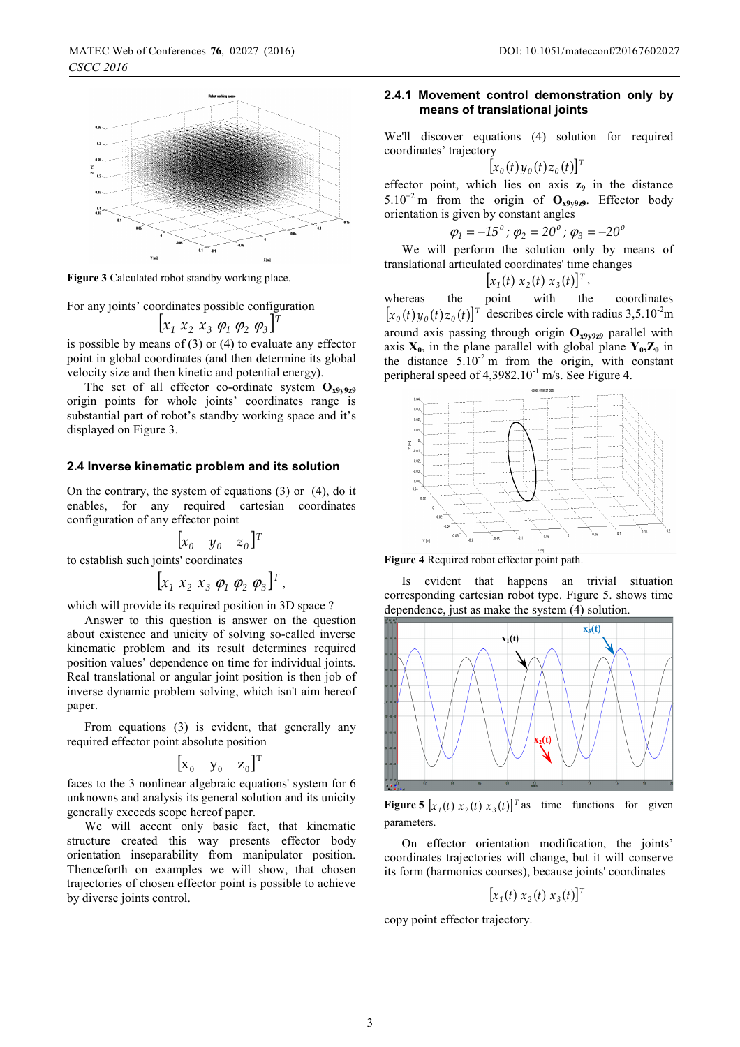Figure 3 Calculated robot standby working place.

For any joints' coordinates possible configuration

$$\left[x_1\ x_2\ x_3\ \varphi_1\ \varphi_2\ \varphi_3\right]^T$$

is possible by means of (3) or (4) to evaluate any effector point in global coordinates (and then determine its global velocity size and then kinetic and potential energy).

The set of all effector co-ordinate system $\mathbf{O}_{x_9y_9z_9}$ origin points for whole joints' coordinates range is substantial part of robot's standby working space and it's displayed on Figure 3.

### 2.4 Inverse kinematic problem and its solution

On the contrary, the system of equations (3) or (4), do it enables, for any required cartesian coordinates configuration of any effector point

$$\left[x_0\quad y_0\quad z_0\right]^T$$

to establish such joints' coordinates

$$\left[x_1\ x_2\ x_3\ \varphi_1\ \varphi_2\ \varphi_3\right]^T,$$

which will provide its required position in 3D space ?

Answer to this question is answer on the question about existence and unicity of solving so-called inverse kinematic problem and its result determines required position values' dependence on time for individual joints. Real translational or angular joint position is then job of inverse dynamic problem solving, which isn't aim hereof paper.

From equations (3) is evident, that generally any required effector point absolute position

$$\left[x_0\quad y_0\quad z_0\right]^T$$

faces to the 3 nonlinear algebraic equations' system for 6 unknowns and analysis its general solution and its unicity generally exceeds scope hereof paper.

We will accent only basic fact, that kinematic structure created this way presents effector body orientation inseparability from manipulator position. Thenceforth on examples we will show, that chosen trajectories of chosen effector point is possible to achieve by diverse joints control.

#### 2.4.1 Movement control demonstration only by means of translational joints

We'll discover equations (4) solution for required coordinates' trajectory

$$\left[x_0(t)\,y_0(t)\,z_0(t)\right]^T$$

effector point, which lies on axis $\mathbf{z_9}$ in the distance $5.10^{-2}$ m from the origin of $\mathbf{O}_{x_9y_9z_9}$. Effector body orientation is given by constant angles

$$\varphi_1 = -15^o\,;\ \varphi_2 = 20^o\,;\ \varphi_3 = -20^o$$

We will perform the solution only by means of translational articulated coordinates' time changes

$$\left[x_1(t)\ x_2(t)\ x_3(t)\right]^T,$$

whereas the point with the coordinates $\left[x_0(t)\,y_0(t)\,z_0(t)\right]^T$ describes circle with radius $3{,}5.10^{-2}$m around axis passing through origin $\mathbf{O}_{x_9y_9z_9}$ parallel with axis $\mathbf{X_0}$, in the plane parallel with global plane $\mathbf{Y_0,Z_0}$ in the distance $5.10^{-2}$ m from the origin, with constant peripheral speed of $4{,}3982.10^{-1}$ m/s. See Figure 4.

Figure 4 Required robot effector point path.

Is evident that happens an trivial situation corresponding cartesian robot type. Figure 5. shows time dependence, just as make the system (4) solution.

Figure 5 $\left[x_1(t)\ x_2(t)\ x_3(t)\right]^T$ as time functions for given parameters.

On effector orientation modification, the joints' coordinates trajectories will change, but it will conserve its form (harmonics courses), because joints' coordinates

$$\left[x_1(t)\ x_2(t)\ x_3(t)\right]^T$$

copy point effector trajectory.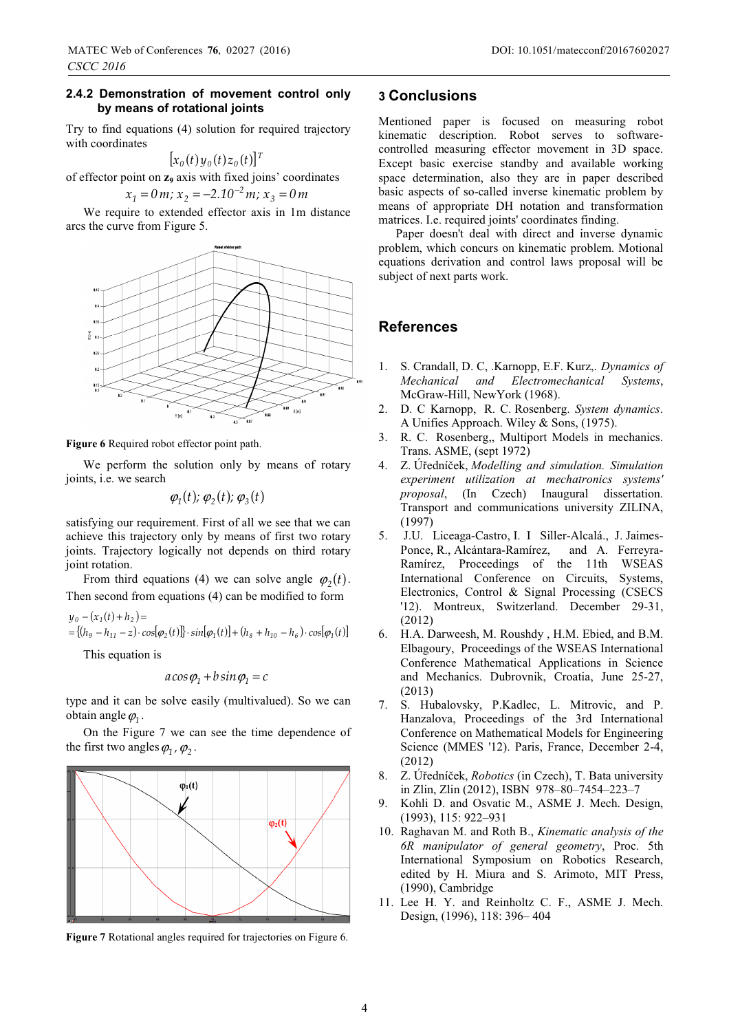### 2.4.2 Demonstration of movement control only by means of rotational joints

Try to find equations (4) solution for required trajectory with coordinates

$$\left[x_0(t)\, y_0(t)\, z_0(t)\right]^T$$

of effector point on $\mathbf{z_9}$ axis with fixed joins' coordinates

$$x_1 = 0\,m;\ x_2 = -2.10^{-2}\,m;\ x_3 = 0\,m$$

We require to extended effector axis in 1m distance arcs the curve from Figure 5.

**Figure 6** Required robot effector point path.

We perform the solution only by means of rotary joints, i.e. we search

$$\varphi_1(t);\ \varphi_2(t);\ \varphi_3(t)$$

satisfying our requirement. First of all we see that we can achieve this trajectory only by means of first two rotary joints. Trajectory logically not depends on third rotary joint rotation.

From third equations (4) we can solve angle $\varphi_2(t)$. Then second from equations (4) can be modified to form

$$y_0 - (x_1(t) + h_2) =$$
$$= \left[(h_9 - h_{11} - z) \cdot \cos[\varphi_2(t)]\right] \cdot \sin[\varphi_1(t)] + (h_8 + h_{10} - h_6) \cdot \cos[\varphi_1(t)]$$

This equation is

$$a \cos\varphi_1 + b \sin\varphi_1 = c$$

type and it can be solve easily (multivalued). So we can obtain angle $\varphi_1$.

On the Figure 7 we can see the time dependence of the first two angles $\varphi_1$, $\varphi_2$.

**Figure 7** Rotational angles required for trajectories on Figure 6.

## 3 Conclusions

Mentioned paper is focused on measuring robot kinematic description. Robot serves to software-controlled measuring effector movement in 3D space. Except basic exercise standby and available working space determination, also they are in paper described basic aspects of so-called inverse kinematic problem by means of appropriate DH notation and transformation matrices. I.e. required joints' coordinates finding.

Paper doesn't deal with direct and inverse dynamic problem, which concurs on kinematic problem. Motional equations derivation and control laws proposal will be subject of next parts work.

## References

1. S. Crandall, D. C, .Karnopp, E.F. Kurz,. *Dynamics of Mechanical and Electromechanical Systems*, McGraw-Hill, NewYork (1968).
2. D. C Karnopp, R. C. Rosenberg. *System dynamics*. A Unifies Approach. Wiley & Sons, (1975).
3. R. C. Rosenberg,, Multiport Models in mechanics. Trans. ASME, (sept 1972)
4. Z. Úředníček, *Modelling and simulation. Simulation experiment utilization at mechatronics systems' proposal*, (In Czech) Inaugural dissertation. Transport and communications university ZILINA, (1997)
5. J.U. Liceaga-Castro, I. I Siller-Alcalá., J. Jaimes-Ponce, R., Alcántara-Ramírez, and A. Ferreyra-Ramírez, Proceedings of the 11th WSEAS International Conference on Circuits, Systems, Electronics, Control & Signal Processing (CSECS '12). Montreux, Switzerland. December 29-31, (2012)
6. H.A. Darweesh, M. Roushdy , H.M. Ebied, and B.M. Elbagoury, Proceedings of the WSEAS International Conference Mathematical Applications in Science and Mechanics. Dubrovnik, Croatia, June 25-27, (2013)
7. S. Hubalovsky, P.Kadlec, L. Mitrovic, and P. Hanzalova, Proceedings of the 3rd International Conference on Mathematical Models for Engineering Science (MMES '12). Paris, France, December 2-4, (2012)
8. Z. Úředníček, *Robotics* (in Czech), T. Bata university in Zlin, Zlin (2012), ISBN 978–80–7454–223–7
9. Kohli D. and Osvatic M., ASME J. Mech. Design, (1993), 115: 922–931
10. Raghavan M. and Roth B., *Kinematic analysis of the 6R manipulator of general geometry*, Proc. 5th International Symposium on Robotics Research, edited by H. Miura and S. Arimoto, MIT Press, (1990), Cambridge
11. Lee H. Y. and Reinholtz C. F., ASME J. Mech. Design, (1996), 118: 396– 404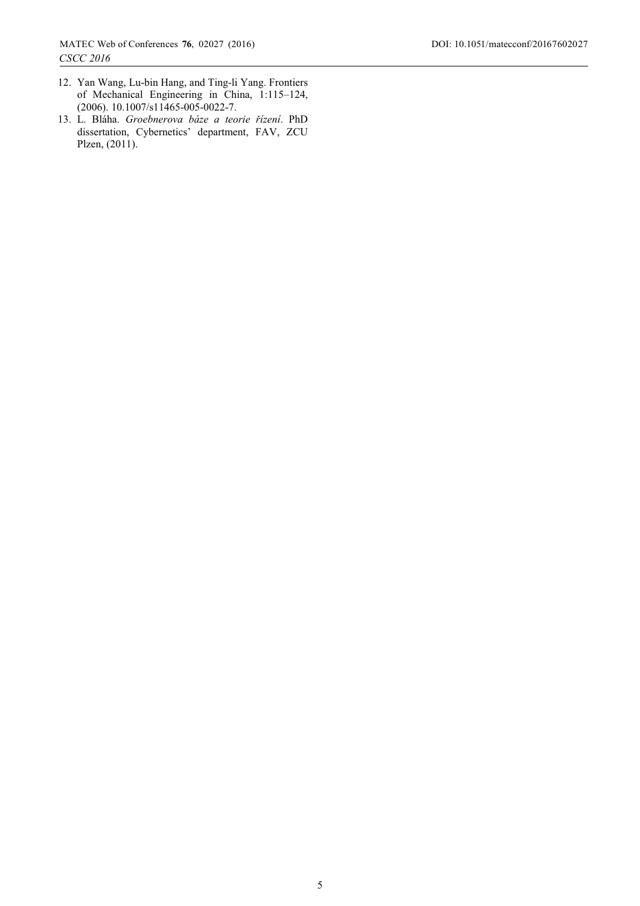12. Yan Wang, Lu-bin Hang, and Ting-li Yang. Frontiers of Mechanical Engineering in China, 1:115–124, (2006). 10.1007/s11465-005-0022-7.
13. L. Bláha. *Groebnerova báze a teorie řízení*. PhD dissertation, Cybernetics' department, FAV, ZCU Plzen, (2011).